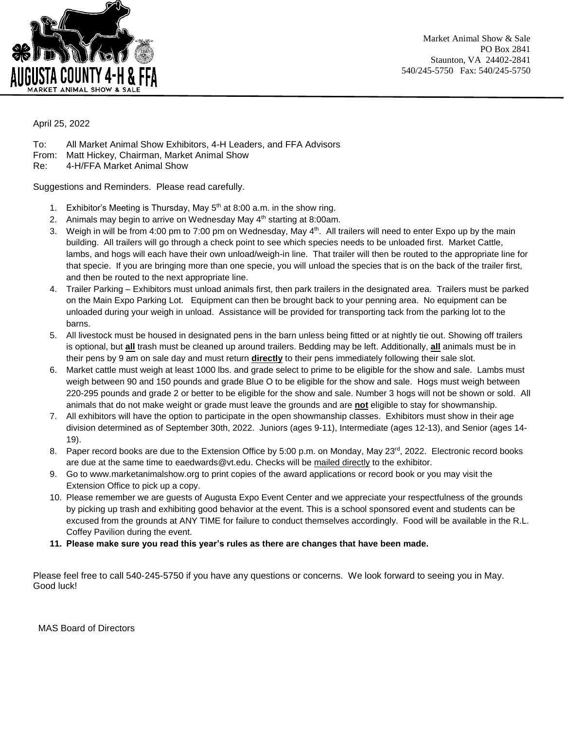AUGUSTA COUNTY 4-H & FFA
MARKET ANIMAL SHOW & SALE

Market Animal Show & Sale
PO Box 2841
Staunton, VA 24402-2841
540/245-5750 Fax: 540/245-5750

April 25, 2022

To: All Market Animal Show Exhibitors, 4-H Leaders, and FFA Advisors
From: Matt Hickey, Chairman, Market Animal Show
Re: 4-H/FFA Market Animal Show

Suggestions and Reminders. Please read carefully.

1. Exhibitor's Meeting is Thursday, May 5th at 8:00 a.m. in the show ring.
2. Animals may begin to arrive on Wednesday May 4th starting at 8:00am.
3. Weigh in will be from 4:00 pm to 7:00 pm on Wednesday, May 4th. All trailers will need to enter Expo up by the main building. All trailers will go through a check point to see which species needs to be unloaded first. Market Cattle, lambs, and hogs will each have their own unload/weigh-in line. That trailer will then be routed to the appropriate line for that specie. If you are bringing more than one specie, you will unload the species that is on the back of the trailer first, and then be routed to the next appropriate line.
4. Trailer Parking – Exhibitors must unload animals first, then park trailers in the designated area. Trailers must be parked on the Main Expo Parking Lot. Equipment can then be brought back to your penning area. No equipment can be unloaded during your weigh in unload. Assistance will be provided for transporting tack from the parking lot to the barns.
5. All livestock must be housed in designated pens in the barn unless being fitted or at nightly tie out. Showing off trailers is optional, but **all** trash must be cleaned up around trailers. Bedding may be left. Additionally, **all** animals must be in their pens by 9 am on sale day and must return **directly** to their pens immediately following their sale slot.
6. Market cattle must weigh at least 1000 lbs. and grade select to prime to be eligible for the show and sale. Lambs must weigh between 90 and 150 pounds and grade Blue O to be eligible for the show and sale. Hogs must weigh between 220-295 pounds and grade 2 or better to be eligible for the show and sale. Number 3 hogs will not be shown or sold. All animals that do not make weight or grade must leave the grounds and are **not** eligible to stay for showmanship.
7. All exhibitors will have the option to participate in the open showmanship classes. Exhibitors must show in their age division determined as of September 30th, 2022. Juniors (ages 9-11), Intermediate (ages 12-13), and Senior (ages 14-19).
8. Paper record books are due to the Extension Office by 5:00 p.m. on Monday, May 23rd, 2022. Electronic record books are due at the same time to eaedwards@vt.edu. Checks will be mailed directly to the exhibitor.
9. Go to www.marketanimalshow.org to print copies of the award applications or record book or you may visit the Extension Office to pick up a copy.
10. Please remember we are guests of Augusta Expo Event Center and we appreciate your respectfulness of the grounds by picking up trash and exhibiting good behavior at the event. This is a school sponsored event and students can be excused from the grounds at ANY TIME for failure to conduct themselves accordingly. Food will be available in the R.L. Coffey Pavilion during the event.
11. **Please make sure you read this year's rules as there are changes that have been made.**

Please feel free to call 540-245-5750 if you have any questions or concerns. We look forward to seeing you in May. Good luck!

MAS Board of Directors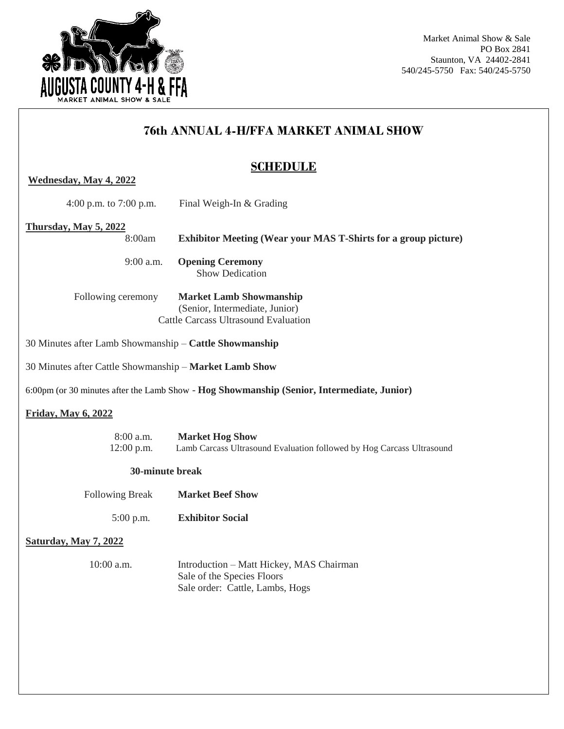AUGUSTA COUNTY 4-H & FFA
MARKET ANIMAL SHOW & SALE

Market Animal Show & Sale
PO Box 2841
Staunton, VA 24402-2841
540/245-5750 Fax: 540/245-5750

# 76th ANNUAL 4-H/FFA MARKET ANIMAL SHOW

## SCHEDULE

**Wednesday, May 4, 2022**

4:00 p.m. to 7:00 p.m. Final Weigh-In & Grading

**Thursday, May 5, 2022**

8:00am **Exhibitor Meeting (Wear your MAS T-Shirts for a group picture)**

9:00 a.m. **Opening Ceremony**
Show Dedication

Following ceremony **Market Lamb Showmanship**
(Senior, Intermediate, Junior)
Cattle Carcass Ultrasound Evaluation

30 Minutes after Lamb Showmanship – **Cattle Showmanship**

30 Minutes after Cattle Showmanship – **Market Lamb Show**

6:00pm (or 30 minutes after the Lamb Show - **Hog Showmanship (Senior, Intermediate, Junior)**

**Friday, May 6, 2022**

8:00 a.m. **Market Hog Show**
12:00 p.m. Lamb Carcass Ultrasound Evaluation followed by Hog Carcass Ultrasound

**30-minute break**

Following Break **Market Beef Show**

5:00 p.m. **Exhibitor Social**

**Saturday, May 7, 2022**

10:00 a.m. Introduction – Matt Hickey, MAS Chairman
Sale of the Species Floors
Sale order: Cattle, Lambs, Hogs